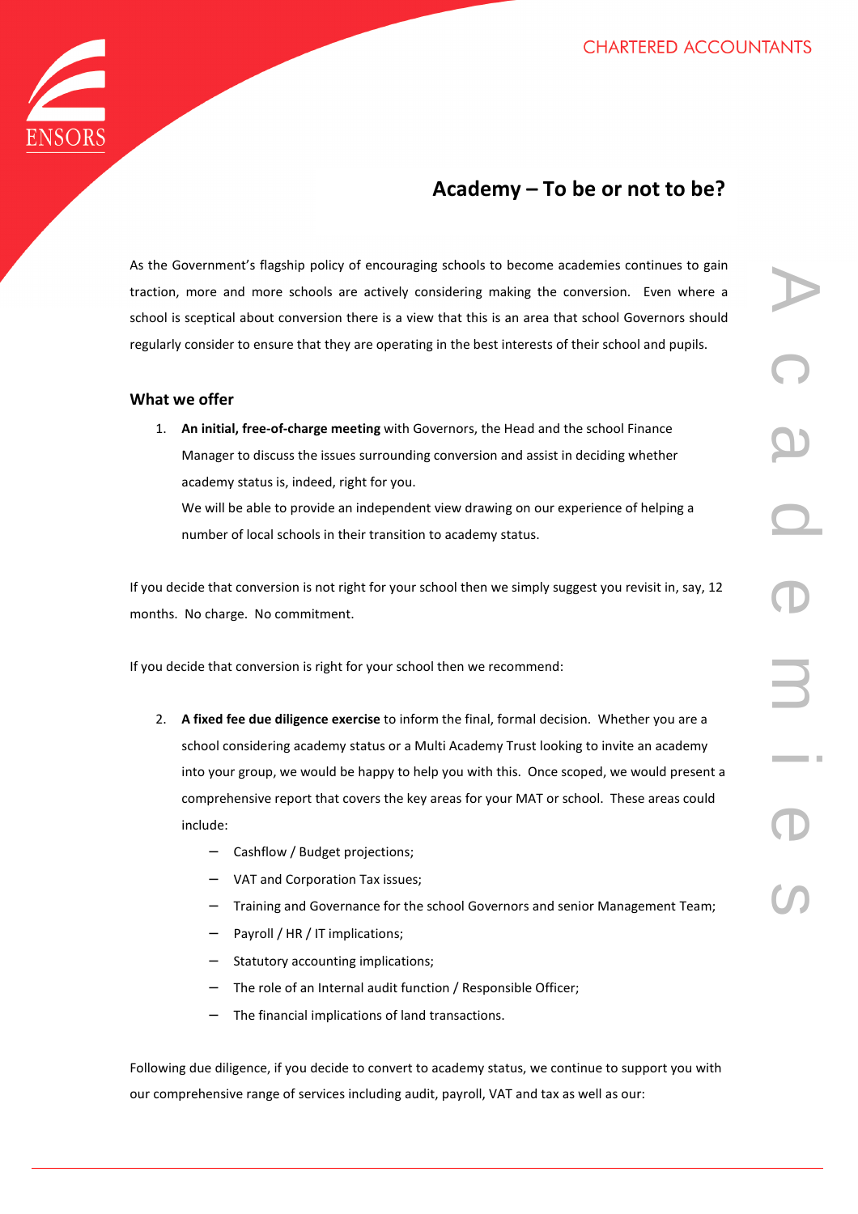CHARTERED ACCOUNTANTS

# Academy – To be or not to be?

As the Government's flagship policy of encouraging schools to become academies continues to gain traction, more and more schools are actively considering making the conversion. Even where a school is sceptical about conversion there is a view that this is an area that school Governors should regularly consider to ensure that they are operating in the best interests of their school and pupils.

## What we offer

1. **An initial, free-of-charge meeting** with Governors, the Head and the school Finance Manager to discuss the issues surrounding conversion and assist in deciding whether academy status is, indeed, right for you.
   We will be able to provide an independent view drawing on our experience of helping a number of local schools in their transition to academy status.

If you decide that conversion is not right for your school then we simply suggest you revisit in, say, 12 months. No charge. No commitment.

If you decide that conversion is right for your school then we recommend:

2. **A fixed fee due diligence exercise** to inform the final, formal decision. Whether you are a school considering academy status or a Multi Academy Trust looking to invite an academy into your group, we would be happy to help you with this. Once scoped, we would present a comprehensive report that covers the key areas for your MAT or school. These areas could include:
   - Cashflow / Budget projections;
   - VAT and Corporation Tax issues;
   - Training and Governance for the school Governors and senior Management Team;
   - Payroll / HR / IT implications;
   - Statutory accounting implications;
   - The role of an Internal audit function / Responsible Officer;
   - The financial implications of land transactions.

Following due diligence, if you decide to convert to academy status, we continue to support you with our comprehensive range of services including audit, payroll, VAT and tax as well as our: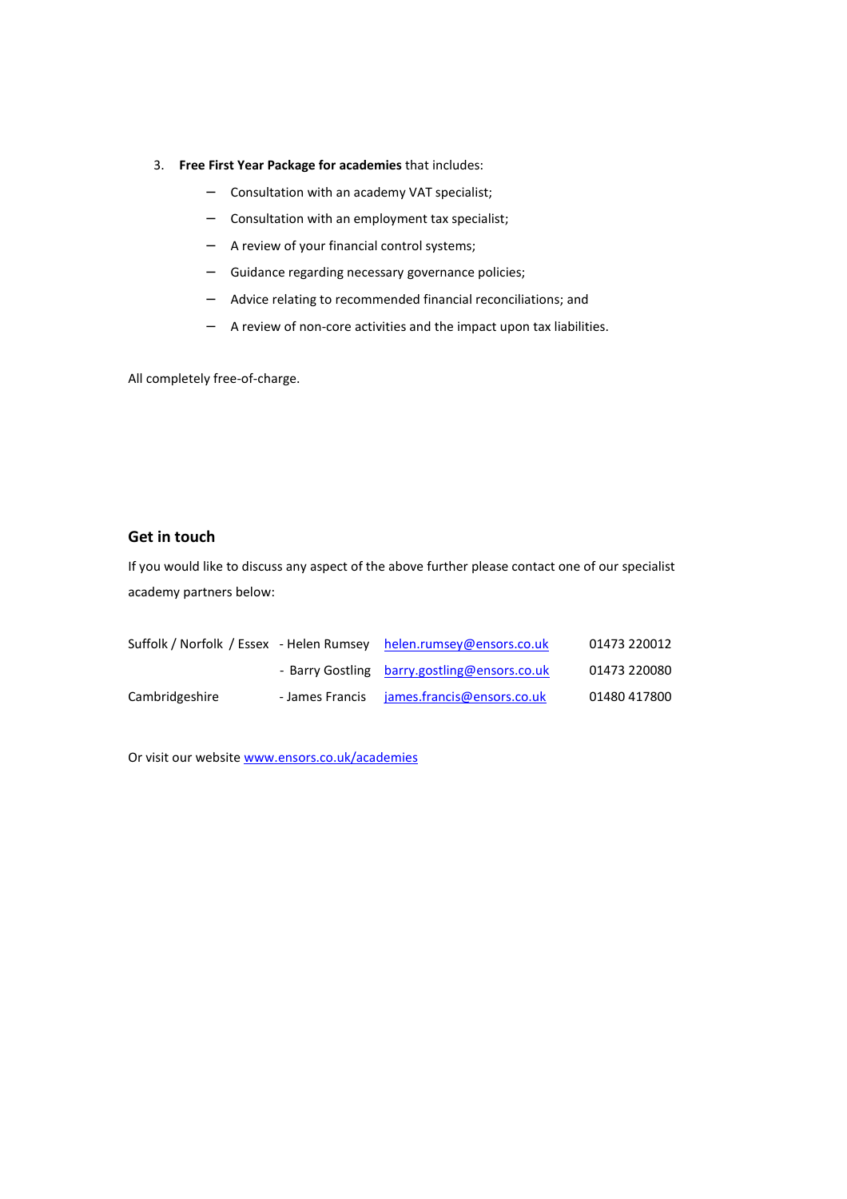3. **Free First Year Package for academies** that includes:
   - Consultation with an academy VAT specialist;
   - Consultation with an employment tax specialist;
   - A review of your financial control systems;
   - Guidance regarding necessary governance policies;
   - Advice relating to recommended financial reconciliations; and
   - A review of non-core activities and the impact upon tax liabilities.

All completely free-of-charge.

## Get in touch

If you would like to discuss any aspect of the above further please contact one of our specialist academy partners below:

| | | | |
|---|---|---|---|
| Suffolk / Norfolk / Essex | - Helen Rumsey | helen.rumsey@ensors.co.uk | 01473 220012 |
| | - Barry Gostling | barry.gostling@ensors.co.uk | 01473 220080 |
| Cambridgeshire | - James Francis | james.francis@ensors.co.uk | 01480 417800 |

Or visit our website www.ensors.co.uk/academies